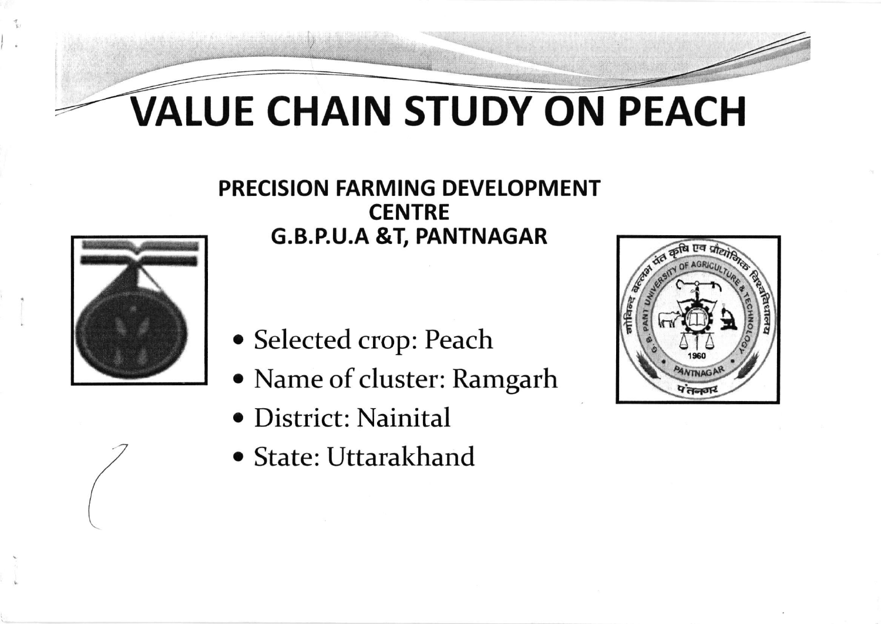# VALUE CHAIN STUDY ON PEACH

**PRECISION FARMING DEVELOPMENT CENTRE**
**G.B.P.U.A &T, PANTNAGAR**

- Selected crop: Peach
- Name of cluster: Ramgarh
- District: Nainital
- State: Uttarakhand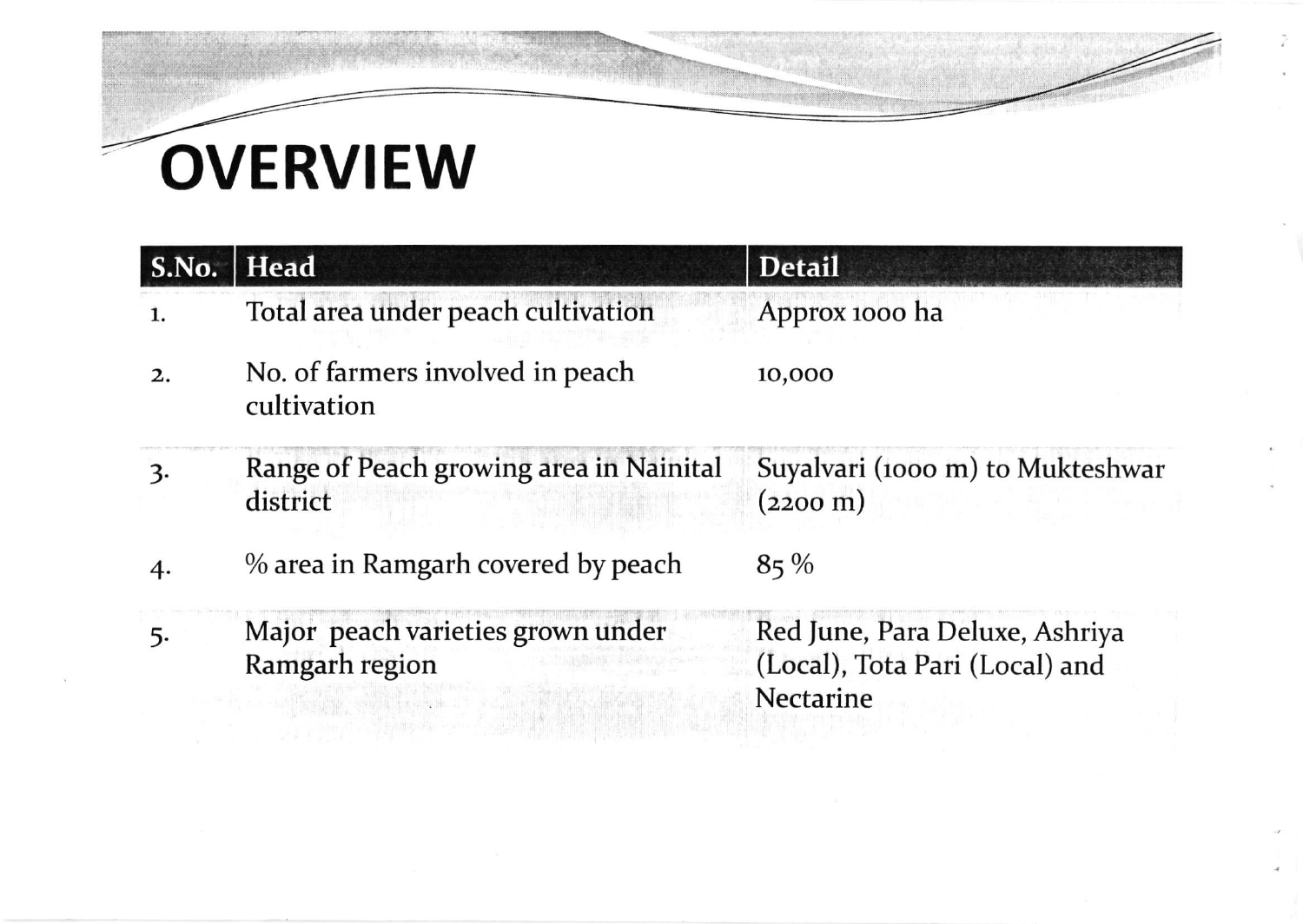# OVERVIEW

| S.No. | Head | Detail |
|---|---|---|
| 1. | Total area under peach cultivation | Approx 1000 ha |
| 2. | No. of farmers involved in peach cultivation | 10,000 |
| 3. | Range of Peach growing area in Nainital district | Suyalvari (1000 m) to Mukteshwar (2200 m) |
| 4. | % area in Ramgarh covered by peach | 85 % |
| 5. | Major peach varieties grown under Ramgarh region | Red June, Para Deluxe, Ashriya (Local), Tota Pari (Local) and Nectarine |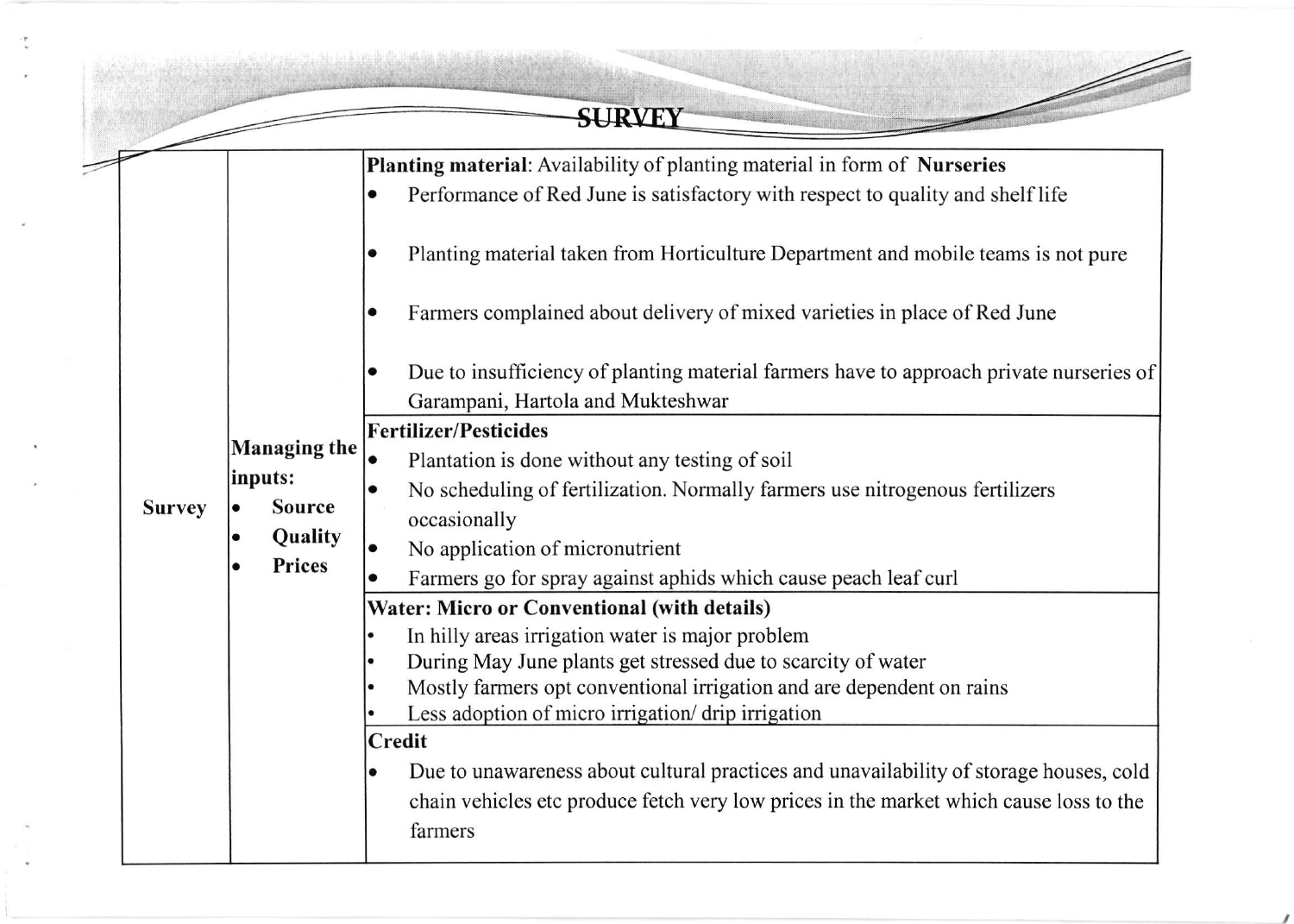# SURVEY

| | | |
|---|---|---|
| **Survey** | **Managing the inputs:** • **Source** • **Quality** • **Prices** | **Planting material**: Availability of planting material in form of **Nurseries** • Performance of Red June is satisfactory with respect to quality and shelf life • Planting material taken from Horticulture Department and mobile teams is not pure • Farmers complained about delivery of mixed varieties in place of Red June • Due to insufficiency of planting material farmers have to approach private nurseries of Garampani, Hartola and Mukteshwar |
| | | **Fertilizer/Pesticides** • Plantation is done without any testing of soil • No scheduling of fertilization. Normally farmers use nitrogenous fertilizers occasionally • No application of micronutrient • Farmers go for spray against aphids which cause peach leaf curl |
| | | **Water: Micro or Conventional (with details)** • In hilly areas irrigation water is major problem • During May June plants get stressed due to scarcity of water • Mostly farmers opt conventional irrigation and are dependent on rains • Less adoption of micro irrigation/ drip irrigation |
| | | **Credit** • Due to unawareness about cultural practices and unavailability of storage houses, cold chain vehicles etc produce fetch very low prices in the market which cause loss to the farmers |